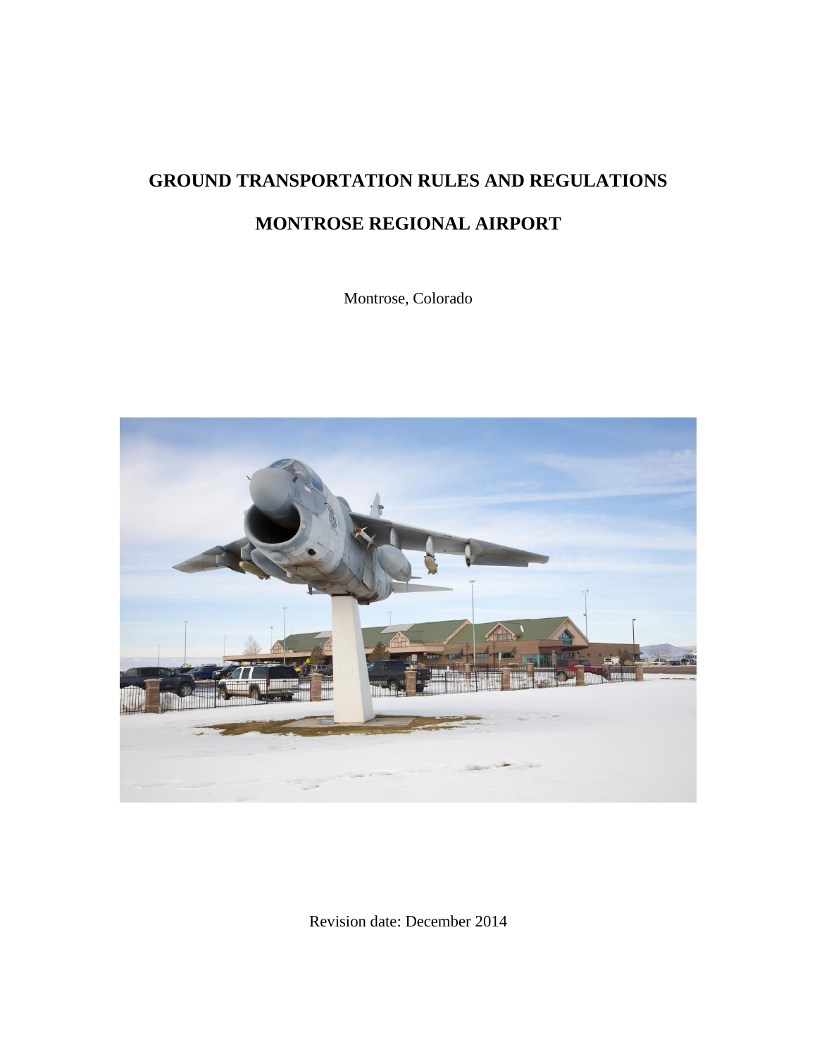# GROUND TRANSPORTATION RULES AND REGULATIONS

# MONTROSE REGIONAL AIRPORT

Montrose, Colorado

Revision date: December 2014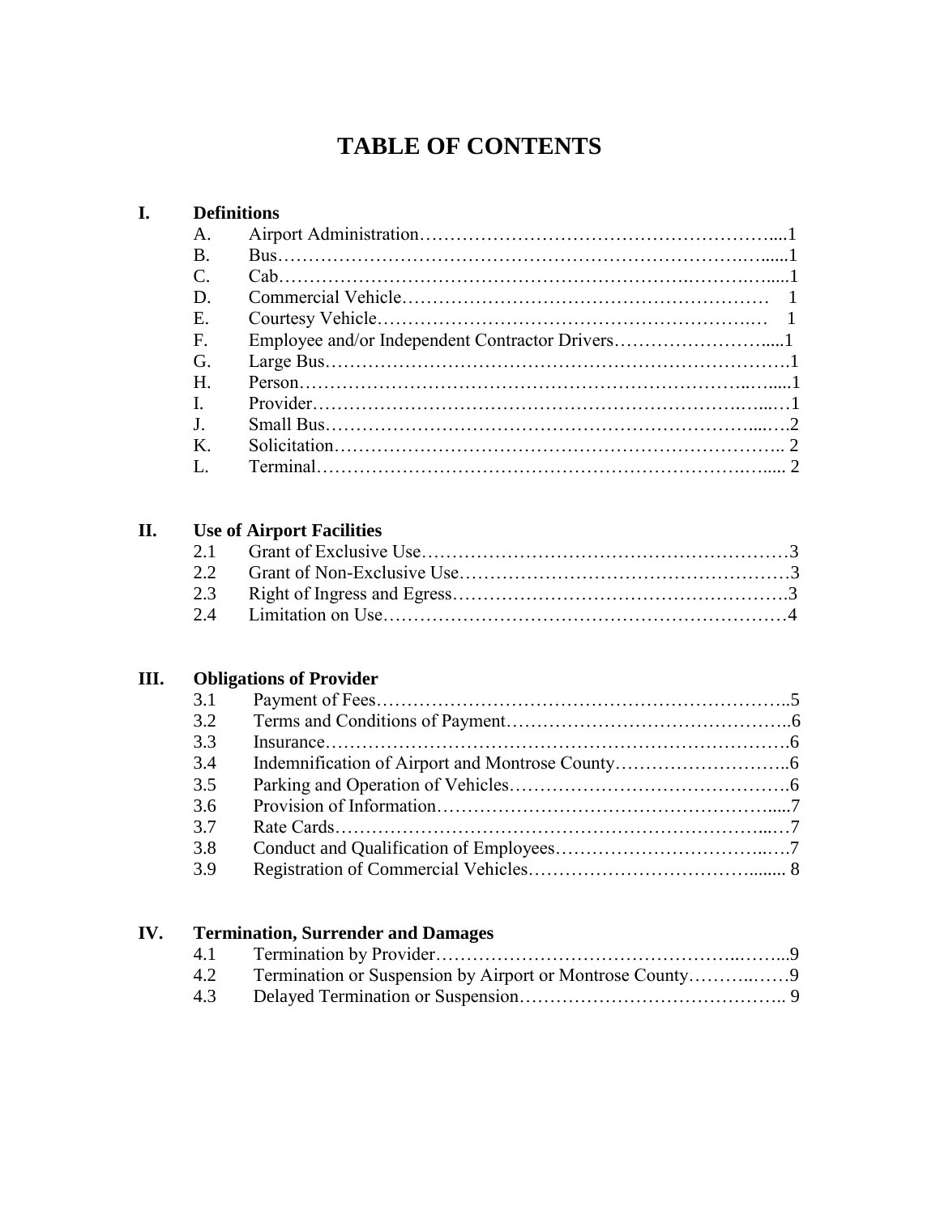# TABLE OF CONTENTS

**I. Definitions**

- A. Airport Administration.....1
- B. Bus.....1
- C. Cab.....1
- D. Commercial Vehicle..... 1
- E. Courtesy Vehicle..... 1
- F. Employee and/or Independent Contractor Drivers.....1
- G. Large Bus.....1
- H. Person.....1
- I. Provider.....1
- J. Small Bus.....2
- K. Solicitation..... 2
- L. Terminal..... 2

**II. Use of Airport Facilities**

- 2.1 Grant of Exclusive Use.....3
- 2.2 Grant of Non-Exclusive Use.....3
- 2.3 Right of Ingress and Egress.....3
- 2.4 Limitation on Use.....4

**III. Obligations of Provider**

- 3.1 Payment of Fees.....5
- 3.2 Terms and Conditions of Payment.....6
- 3.3 Insurance.....6
- 3.4 Indemnification of Airport and Montrose County.....6
- 3.5 Parking and Operation of Vehicles.....6
- 3.6 Provision of Information.....7
- 3.7 Rate Cards.....7
- 3.8 Conduct and Qualification of Employees.....7
- 3.9 Registration of Commercial Vehicles..... 8

**IV. Termination, Surrender and Damages**

- 4.1 Termination by Provider.....9
- 4.2 Termination or Suspension by Airport or Montrose County.....9
- 4.3 Delayed Termination or Suspension..... 9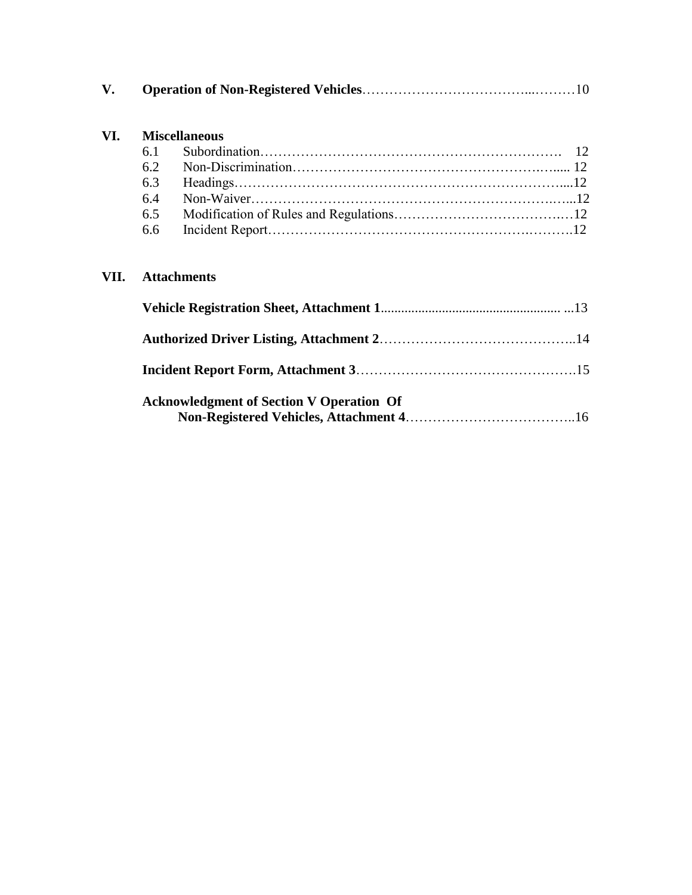**V. Operation of Non-Registered Vehicles** .......................................... 10

**VI. Miscellaneous**

- 6.1 Subordination .......................................... 12
- 6.2 Non-Discrimination .......................................... 12
- 6.3 Headings .......................................... 12
- 6.4 Non-Waiver .......................................... 12
- 6.5 Modification of Rules and Regulations .......................................... 12
- 6.6 Incident Report .......................................... 12

**VII. Attachments**

**Vehicle Registration Sheet, Attachment 1** .......................................... 13

**Authorized Driver Listing, Attachment 2** .......................................... 14

**Incident Report Form, Attachment 3** .......................................... 15

**Acknowledgment of Section V Operation Of Non-Registered Vehicles, Attachment 4** .......................................... 16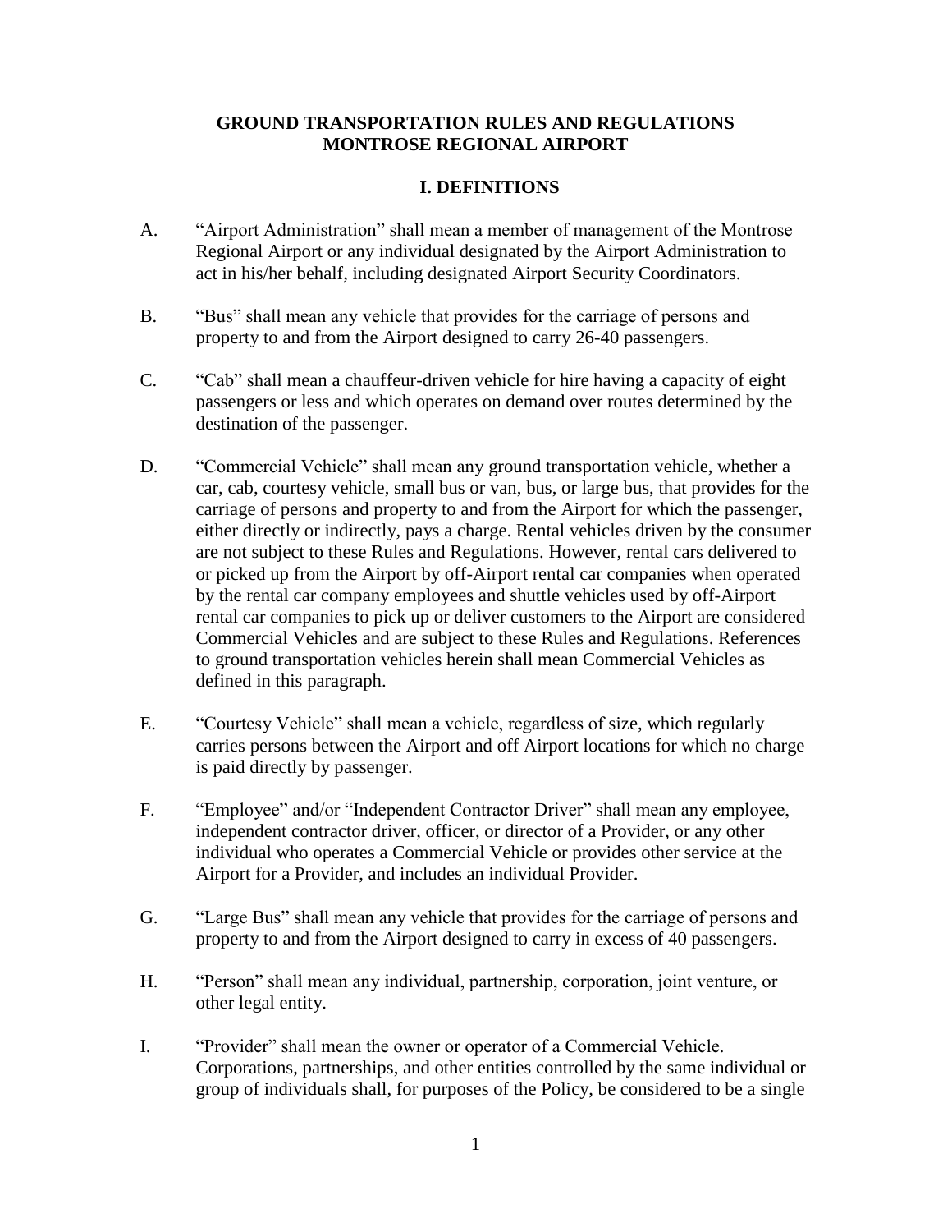# GROUND TRANSPORTATION RULES AND REGULATIONS
# MONTROSE REGIONAL AIRPORT

## I. DEFINITIONS

A. "Airport Administration" shall mean a member of management of the Montrose Regional Airport or any individual designated by the Airport Administration to act in his/her behalf, including designated Airport Security Coordinators.

B. "Bus" shall mean any vehicle that provides for the carriage of persons and property to and from the Airport designed to carry 26-40 passengers.

C. "Cab" shall mean a chauffeur-driven vehicle for hire having a capacity of eight passengers or less and which operates on demand over routes determined by the destination of the passenger.

D. "Commercial Vehicle" shall mean any ground transportation vehicle, whether a car, cab, courtesy vehicle, small bus or van, bus, or large bus, that provides for the carriage of persons and property to and from the Airport for which the passenger, either directly or indirectly, pays a charge. Rental vehicles driven by the consumer are not subject to these Rules and Regulations. However, rental cars delivered to or picked up from the Airport by off-Airport rental car companies when operated by the rental car company employees and shuttle vehicles used by off-Airport rental car companies to pick up or deliver customers to the Airport are considered Commercial Vehicles and are subject to these Rules and Regulations. References to ground transportation vehicles herein shall mean Commercial Vehicles as defined in this paragraph.

E. "Courtesy Vehicle" shall mean a vehicle, regardless of size, which regularly carries persons between the Airport and off Airport locations for which no charge is paid directly by passenger.

F. "Employee" and/or "Independent Contractor Driver" shall mean any employee, independent contractor driver, officer, or director of a Provider, or any other individual who operates a Commercial Vehicle or provides other service at the Airport for a Provider, and includes an individual Provider.

G. "Large Bus" shall mean any vehicle that provides for the carriage of persons and property to and from the Airport designed to carry in excess of 40 passengers.

H. "Person" shall mean any individual, partnership, corporation, joint venture, or other legal entity.

I. "Provider" shall mean the owner or operator of a Commercial Vehicle. Corporations, partnerships, and other entities controlled by the same individual or group of individuals shall, for purposes of the Policy, be considered to be a single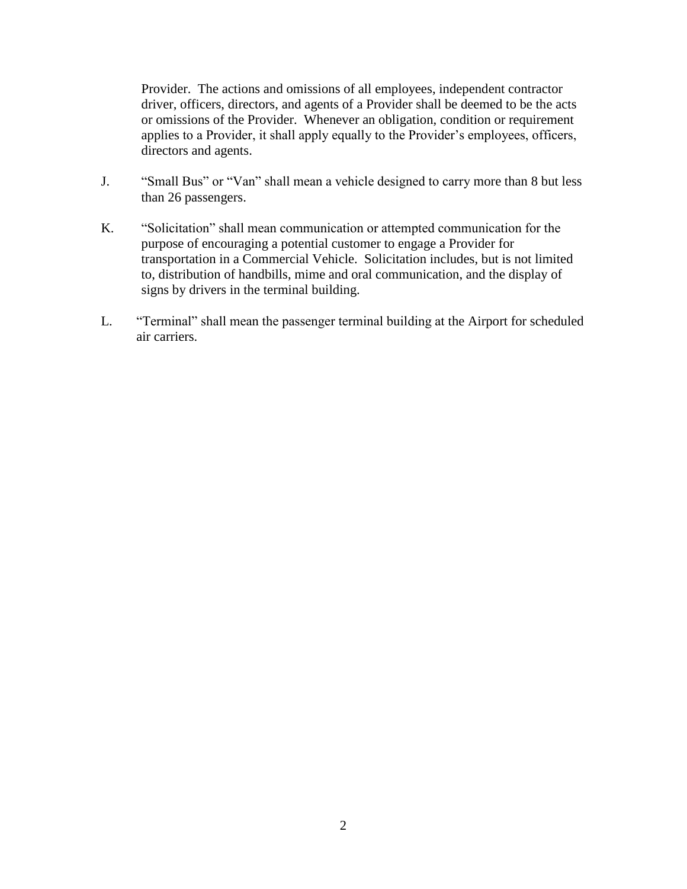Provider. The actions and omissions of all employees, independent contractor driver, officers, directors, and agents of a Provider shall be deemed to be the acts or omissions of the Provider. Whenever an obligation, condition or requirement applies to a Provider, it shall apply equally to the Provider's employees, officers, directors and agents.

J. "Small Bus" or "Van" shall mean a vehicle designed to carry more than 8 but less than 26 passengers.

K. "Solicitation" shall mean communication or attempted communication for the purpose of encouraging a potential customer to engage a Provider for transportation in a Commercial Vehicle. Solicitation includes, but is not limited to, distribution of handbills, mime and oral communication, and the display of signs by drivers in the terminal building.

L. "Terminal" shall mean the passenger terminal building at the Airport for scheduled air carriers.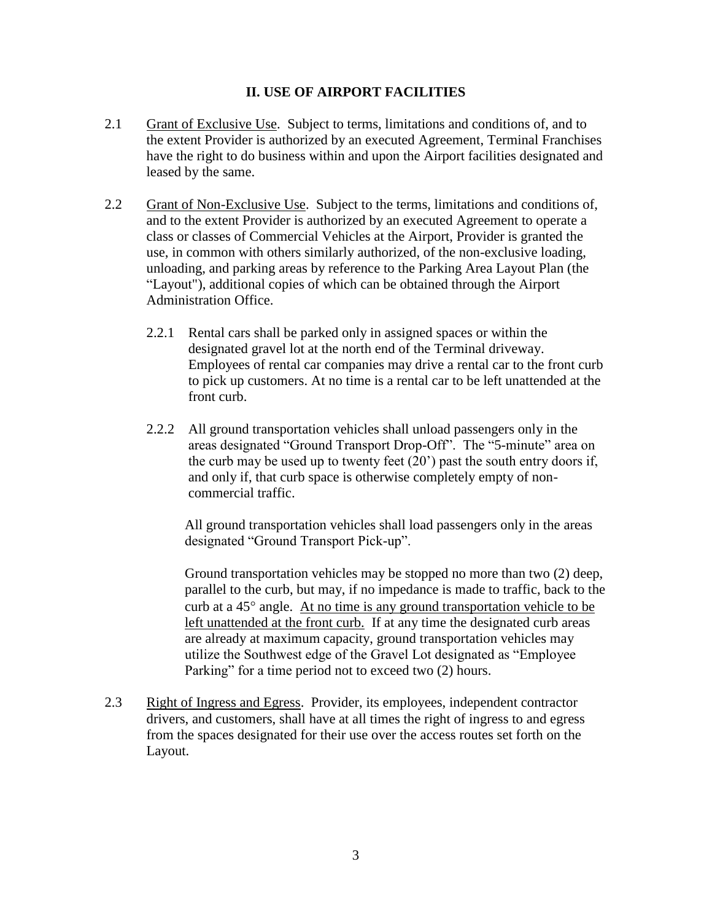## II. USE OF AIRPORT FACILITIES

2.1 Grant of Exclusive Use. Subject to terms, limitations and conditions of, and to the extent Provider is authorized by an executed Agreement, Terminal Franchises have the right to do business within and upon the Airport facilities designated and leased by the same.

2.2 Grant of Non-Exclusive Use. Subject to the terms, limitations and conditions of, and to the extent Provider is authorized by an executed Agreement to operate a class or classes of Commercial Vehicles at the Airport, Provider is granted the use, in common with others similarly authorized, of the non-exclusive loading, unloading, and parking areas by reference to the Parking Area Layout Plan (the "Layout"), additional copies of which can be obtained through the Airport Administration Office.

2.2.1 Rental cars shall be parked only in assigned spaces or within the designated gravel lot at the north end of the Terminal driveway. Employees of rental car companies may drive a rental car to the front curb to pick up customers. At no time is a rental car to be left unattended at the front curb.

2.2.2 All ground transportation vehicles shall unload passengers only in the areas designated "Ground Transport Drop-Off". The "5-minute" area on the curb may be used up to twenty feet (20') past the south entry doors if, and only if, that curb space is otherwise completely empty of non-commercial traffic.

All ground transportation vehicles shall load passengers only in the areas designated "Ground Transport Pick-up".

Ground transportation vehicles may be stopped no more than two (2) deep, parallel to the curb, but may, if no impedance is made to traffic, back to the curb at a 45° angle. At no time is any ground transportation vehicle to be left unattended at the front curb. If at any time the designated curb areas are already at maximum capacity, ground transportation vehicles may utilize the Southwest edge of the Gravel Lot designated as "Employee Parking" for a time period not to exceed two (2) hours.

2.3 Right of Ingress and Egress. Provider, its employees, independent contractor drivers, and customers, shall have at all times the right of ingress to and egress from the spaces designated for their use over the access routes set forth on the Layout.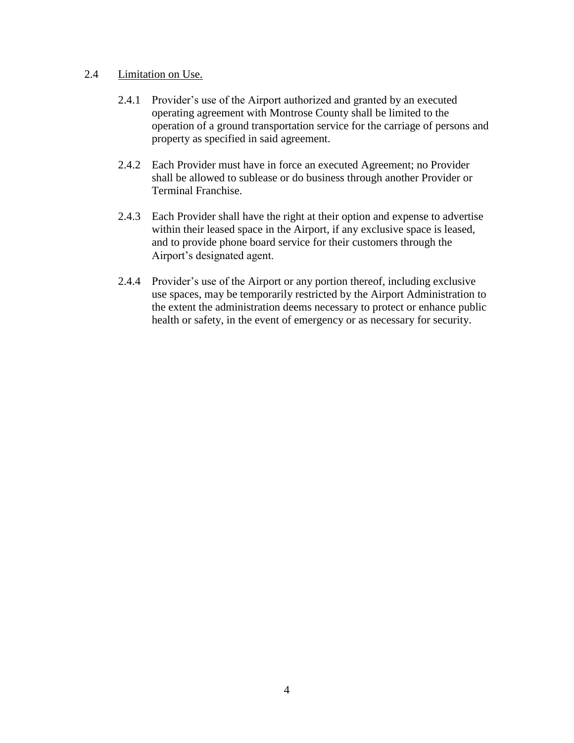2.4 Limitation on Use.

2.4.1 Provider's use of the Airport authorized and granted by an executed operating agreement with Montrose County shall be limited to the operation of a ground transportation service for the carriage of persons and property as specified in said agreement.

2.4.2 Each Provider must have in force an executed Agreement; no Provider shall be allowed to sublease or do business through another Provider or Terminal Franchise.

2.4.3 Each Provider shall have the right at their option and expense to advertise within their leased space in the Airport, if any exclusive space is leased, and to provide phone board service for their customers through the Airport's designated agent.

2.4.4 Provider's use of the Airport or any portion thereof, including exclusive use spaces, may be temporarily restricted by the Airport Administration to the extent the administration deems necessary to protect or enhance public health or safety, in the event of emergency or as necessary for security.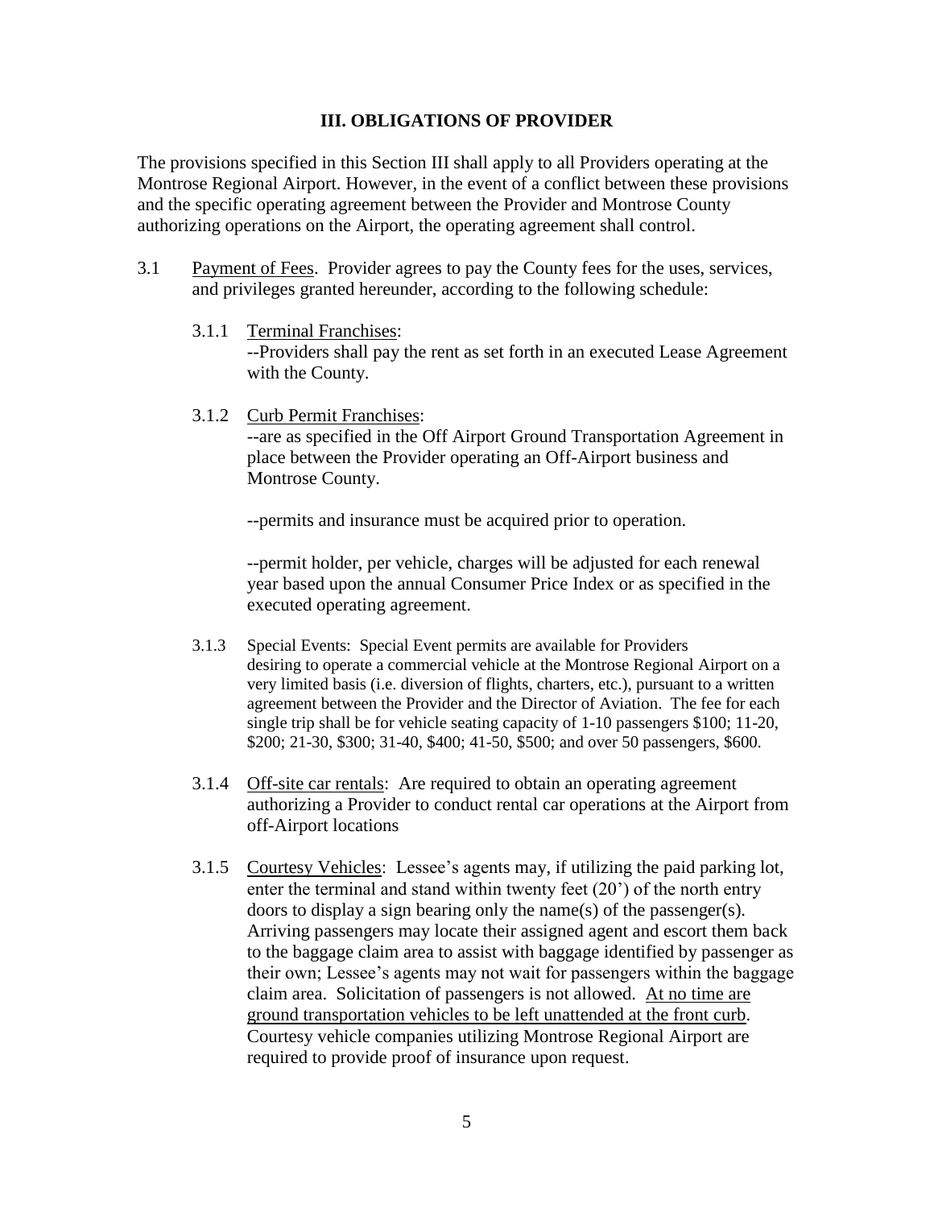## III. OBLIGATIONS OF PROVIDER

The provisions specified in this Section III shall apply to all Providers operating at the Montrose Regional Airport. However, in the event of a conflict between these provisions and the specific operating agreement between the Provider and Montrose County authorizing operations on the Airport, the operating agreement shall control.

3.1 Payment of Fees. Provider agrees to pay the County fees for the uses, services, and privileges granted hereunder, according to the following schedule:

3.1.1 Terminal Franchises:
--Providers shall pay the rent as set forth in an executed Lease Agreement with the County.

3.1.2 Curb Permit Franchises:
--are as specified in the Off Airport Ground Transportation Agreement in place between the Provider operating an Off-Airport business and Montrose County.

--permits and insurance must be acquired prior to operation.

--permit holder, per vehicle, charges will be adjusted for each renewal year based upon the annual Consumer Price Index or as specified in the executed operating agreement.

3.1.3 Special Events: Special Event permits are available for Providers desiring to operate a commercial vehicle at the Montrose Regional Airport on a very limited basis (i.e. diversion of flights, charters, etc.), pursuant to a written agreement between the Provider and the Director of Aviation. The fee for each single trip shall be for vehicle seating capacity of 1-10 passengers $100; 11-20, $200; 21-30, $300; 31-40, $400; 41-50, $500; and over 50 passengers, $600.

3.1.4 Off-site car rentals: Are required to obtain an operating agreement authorizing a Provider to conduct rental car operations at the Airport from off-Airport locations

3.1.5 Courtesy Vehicles: Lessee's agents may, if utilizing the paid parking lot, enter the terminal and stand within twenty feet (20') of the north entry doors to display a sign bearing only the name(s) of the passenger(s). Arriving passengers may locate their assigned agent and escort them back to the baggage claim area to assist with baggage identified by passenger as their own; Lessee's agents may not wait for passengers within the baggage claim area. Solicitation of passengers is not allowed. At no time are ground transportation vehicles to be left unattended at the front curb. Courtesy vehicle companies utilizing Montrose Regional Airport are required to provide proof of insurance upon request.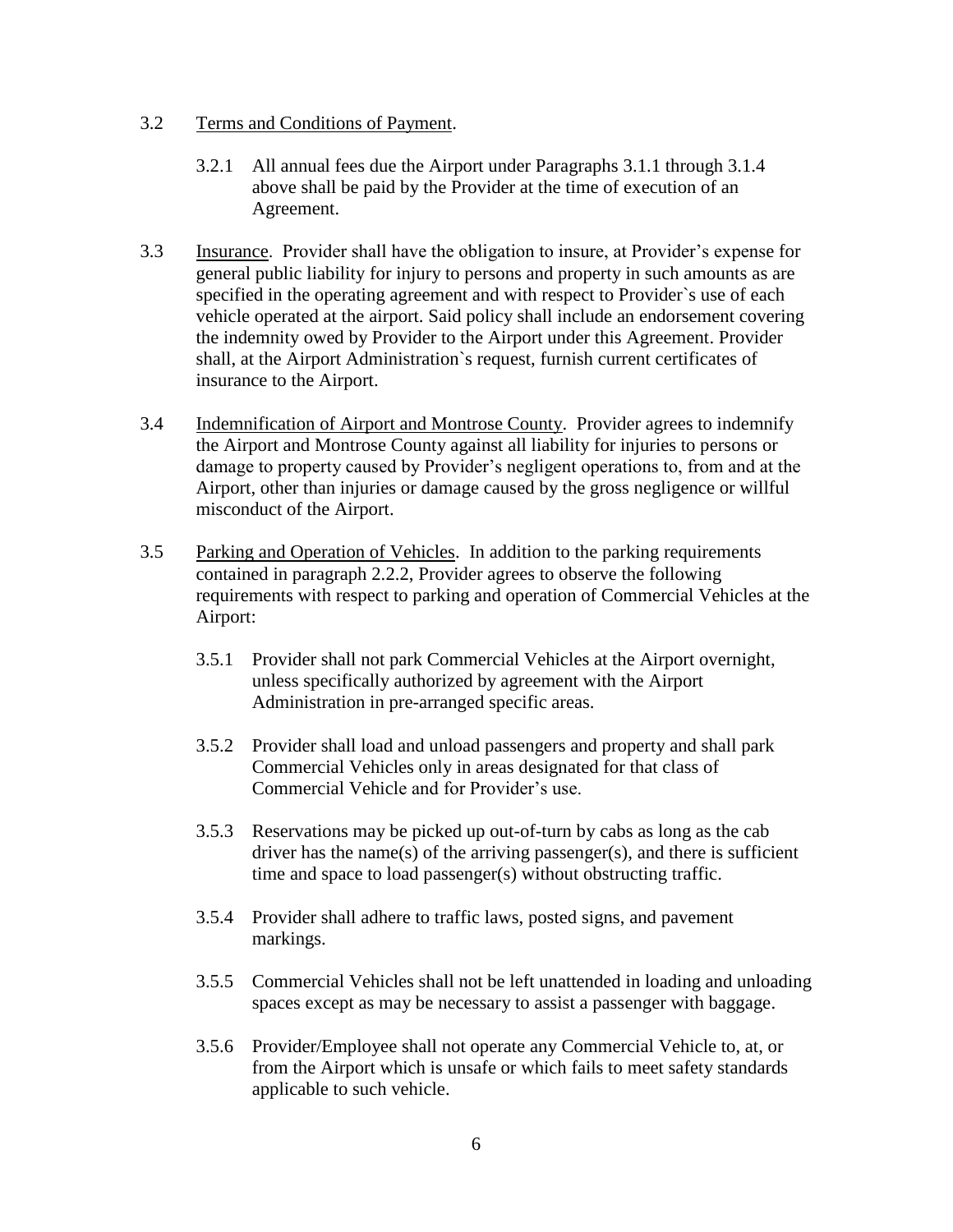3.2 <u>Terms and Conditions of Payment</u>.

3.2.1 All annual fees due the Airport under Paragraphs 3.1.1 through 3.1.4 above shall be paid by the Provider at the time of execution of an Agreement.

3.3 <u>Insurance</u>. Provider shall have the obligation to insure, at Provider's expense for general public liability for injury to persons and property in such amounts as are specified in the operating agreement and with respect to Provider`s use of each vehicle operated at the airport. Said policy shall include an endorsement covering the indemnity owed by Provider to the Airport under this Agreement. Provider shall, at the Airport Administration`s request, furnish current certificates of insurance to the Airport.

3.4 <u>Indemnification of Airport and Montrose County</u>. Provider agrees to indemnify the Airport and Montrose County against all liability for injuries to persons or damage to property caused by Provider's negligent operations to, from and at the Airport, other than injuries or damage caused by the gross negligence or willful misconduct of the Airport.

3.5 <u>Parking and Operation of Vehicles</u>. In addition to the parking requirements contained in paragraph 2.2.2, Provider agrees to observe the following requirements with respect to parking and operation of Commercial Vehicles at the Airport:

3.5.1 Provider shall not park Commercial Vehicles at the Airport overnight, unless specifically authorized by agreement with the Airport Administration in pre-arranged specific areas.

3.5.2 Provider shall load and unload passengers and property and shall park Commercial Vehicles only in areas designated for that class of Commercial Vehicle and for Provider's use.

3.5.3 Reservations may be picked up out-of-turn by cabs as long as the cab driver has the name(s) of the arriving passenger(s), and there is sufficient time and space to load passenger(s) without obstructing traffic.

3.5.4 Provider shall adhere to traffic laws, posted signs, and pavement markings.

3.5.5 Commercial Vehicles shall not be left unattended in loading and unloading spaces except as may be necessary to assist a passenger with baggage.

3.5.6 Provider/Employee shall not operate any Commercial Vehicle to, at, or from the Airport which is unsafe or which fails to meet safety standards applicable to such vehicle.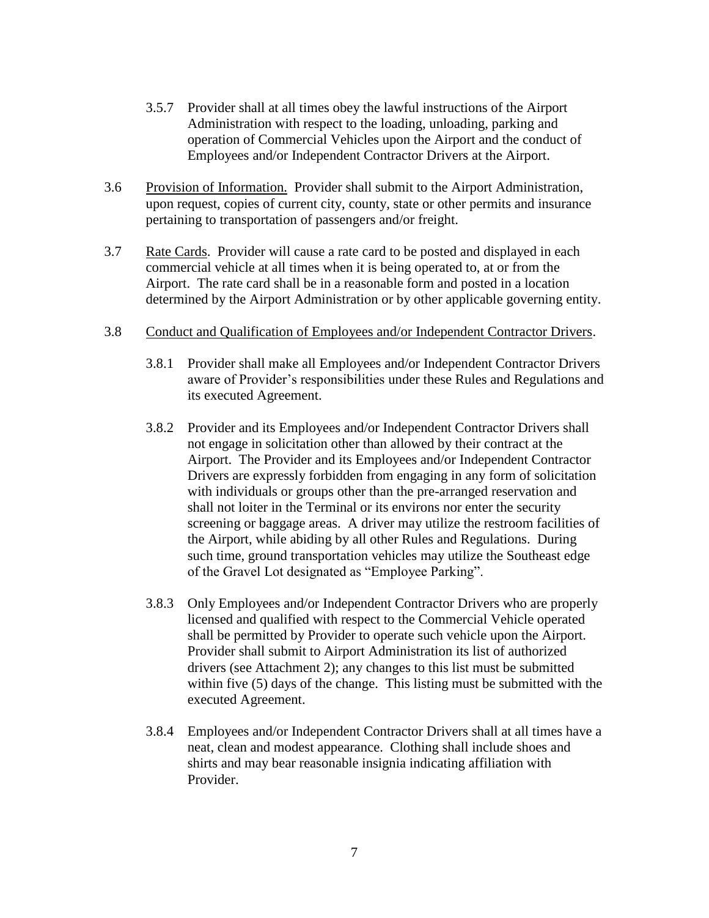3.5.7 Provider shall at all times obey the lawful instructions of the Airport Administration with respect to the loading, unloading, parking and operation of Commercial Vehicles upon the Airport and the conduct of Employees and/or Independent Contractor Drivers at the Airport.

3.6 <u>Provision of Information.</u> Provider shall submit to the Airport Administration, upon request, copies of current city, county, state or other permits and insurance pertaining to transportation of passengers and/or freight.

3.7 <u>Rate Cards</u>. Provider will cause a rate card to be posted and displayed in each commercial vehicle at all times when it is being operated to, at or from the Airport. The rate card shall be in a reasonable form and posted in a location determined by the Airport Administration or by other applicable governing entity.

3.8 <u>Conduct and Qualification of Employees and/or Independent Contractor Drivers</u>.

3.8.1 Provider shall make all Employees and/or Independent Contractor Drivers aware of Provider's responsibilities under these Rules and Regulations and its executed Agreement.

3.8.2 Provider and its Employees and/or Independent Contractor Drivers shall not engage in solicitation other than allowed by their contract at the Airport. The Provider and its Employees and/or Independent Contractor Drivers are expressly forbidden from engaging in any form of solicitation with individuals or groups other than the pre-arranged reservation and shall not loiter in the Terminal or its environs nor enter the security screening or baggage areas. A driver may utilize the restroom facilities of the Airport, while abiding by all other Rules and Regulations. During such time, ground transportation vehicles may utilize the Southeast edge of the Gravel Lot designated as "Employee Parking".

3.8.3 Only Employees and/or Independent Contractor Drivers who are properly licensed and qualified with respect to the Commercial Vehicle operated shall be permitted by Provider to operate such vehicle upon the Airport. Provider shall submit to Airport Administration its list of authorized drivers (see Attachment 2); any changes to this list must be submitted within five (5) days of the change. This listing must be submitted with the executed Agreement.

3.8.4 Employees and/or Independent Contractor Drivers shall at all times have a neat, clean and modest appearance. Clothing shall include shoes and shirts and may bear reasonable insignia indicating affiliation with Provider.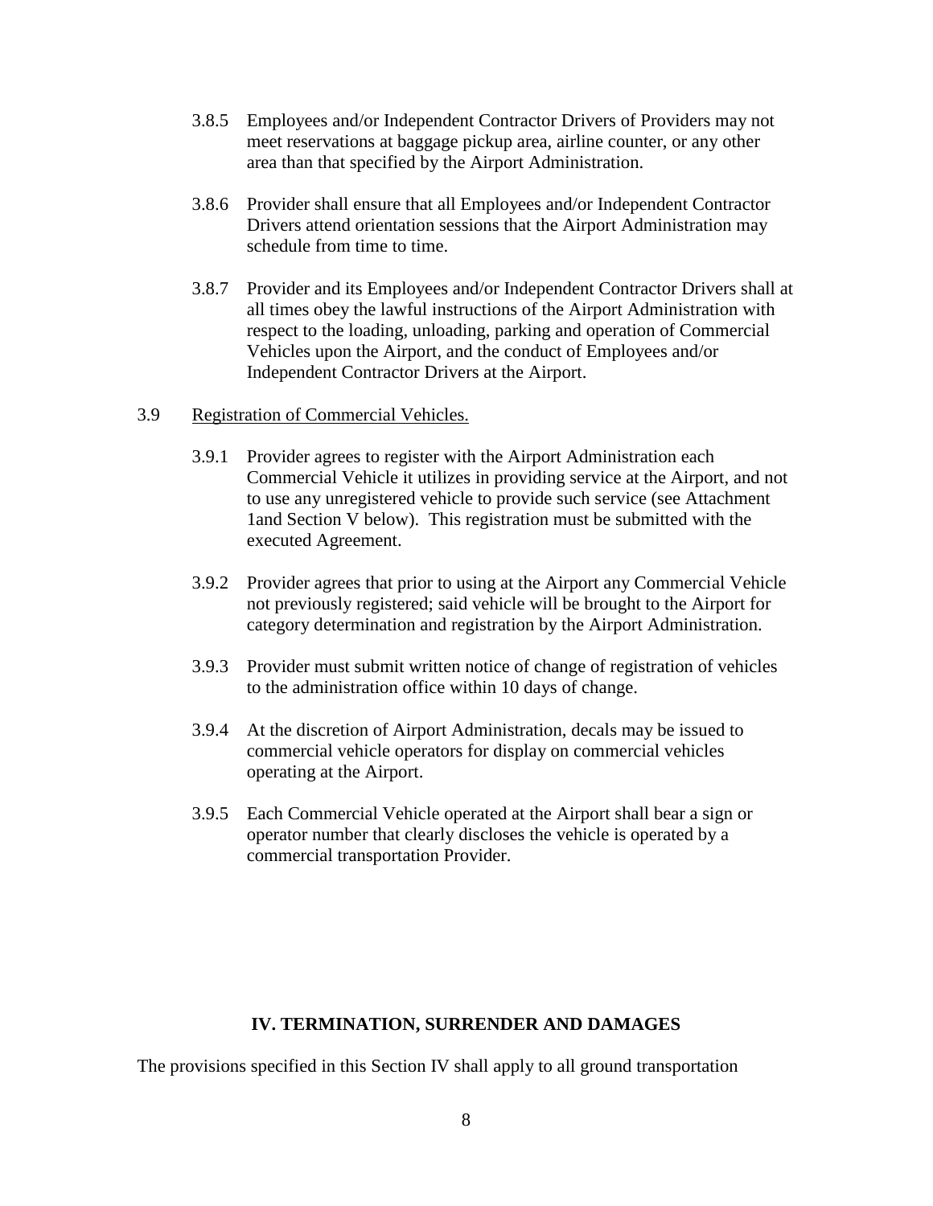3.8.5 Employees and/or Independent Contractor Drivers of Providers may not meet reservations at baggage pickup area, airline counter, or any other area than that specified by the Airport Administration.

3.8.6 Provider shall ensure that all Employees and/or Independent Contractor Drivers attend orientation sessions that the Airport Administration may schedule from time to time.

3.8.7 Provider and its Employees and/or Independent Contractor Drivers shall at all times obey the lawful instructions of the Airport Administration with respect to the loading, unloading, parking and operation of Commercial Vehicles upon the Airport, and the conduct of Employees and/or Independent Contractor Drivers at the Airport.

3.9 Registration of Commercial Vehicles.

3.9.1 Provider agrees to register with the Airport Administration each Commercial Vehicle it utilizes in providing service at the Airport, and not to use any unregistered vehicle to provide such service (see Attachment 1and Section V below). This registration must be submitted with the executed Agreement.

3.9.2 Provider agrees that prior to using at the Airport any Commercial Vehicle not previously registered; said vehicle will be brought to the Airport for category determination and registration by the Airport Administration.

3.9.3 Provider must submit written notice of change of registration of vehicles to the administration office within 10 days of change.

3.9.4 At the discretion of Airport Administration, decals may be issued to commercial vehicle operators for display on commercial vehicles operating at the Airport.

3.9.5 Each Commercial Vehicle operated at the Airport shall bear a sign or operator number that clearly discloses the vehicle is operated by a commercial transportation Provider.

## IV. TERMINATION, SURRENDER AND DAMAGES

The provisions specified in this Section IV shall apply to all ground transportation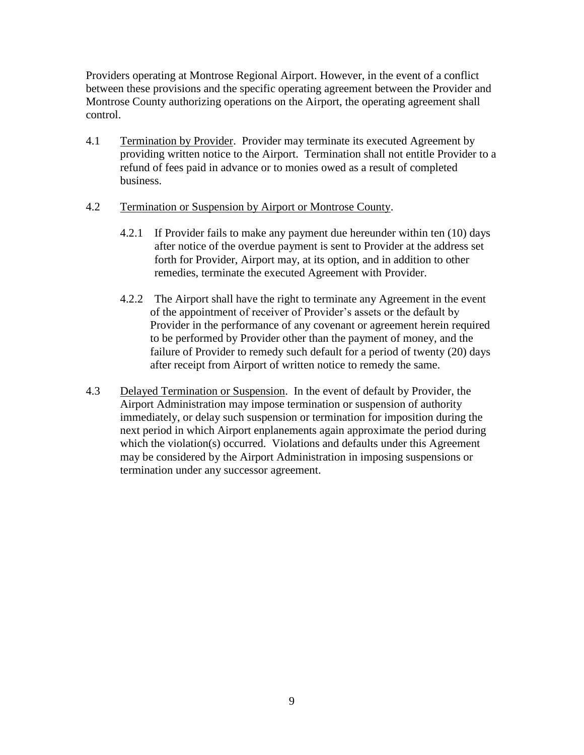Providers operating at Montrose Regional Airport. However, in the event of a conflict between these provisions and the specific operating agreement between the Provider and Montrose County authorizing operations on the Airport, the operating agreement shall control.

4.1 Termination by Provider. Provider may terminate its executed Agreement by providing written notice to the Airport. Termination shall not entitle Provider to a refund of fees paid in advance or to monies owed as a result of completed business.

4.2 Termination or Suspension by Airport or Montrose County.

4.2.1 If Provider fails to make any payment due hereunder within ten (10) days after notice of the overdue payment is sent to Provider at the address set forth for Provider, Airport may, at its option, and in addition to other remedies, terminate the executed Agreement with Provider.

4.2.2 The Airport shall have the right to terminate any Agreement in the event of the appointment of receiver of Provider's assets or the default by Provider in the performance of any covenant or agreement herein required to be performed by Provider other than the payment of money, and the failure of Provider to remedy such default for a period of twenty (20) days after receipt from Airport of written notice to remedy the same.

4.3 Delayed Termination or Suspension. In the event of default by Provider, the Airport Administration may impose termination or suspension of authority immediately, or delay such suspension or termination for imposition during the next period in which Airport enplanements again approximate the period during which the violation(s) occurred. Violations and defaults under this Agreement may be considered by the Airport Administration in imposing suspensions or termination under any successor agreement.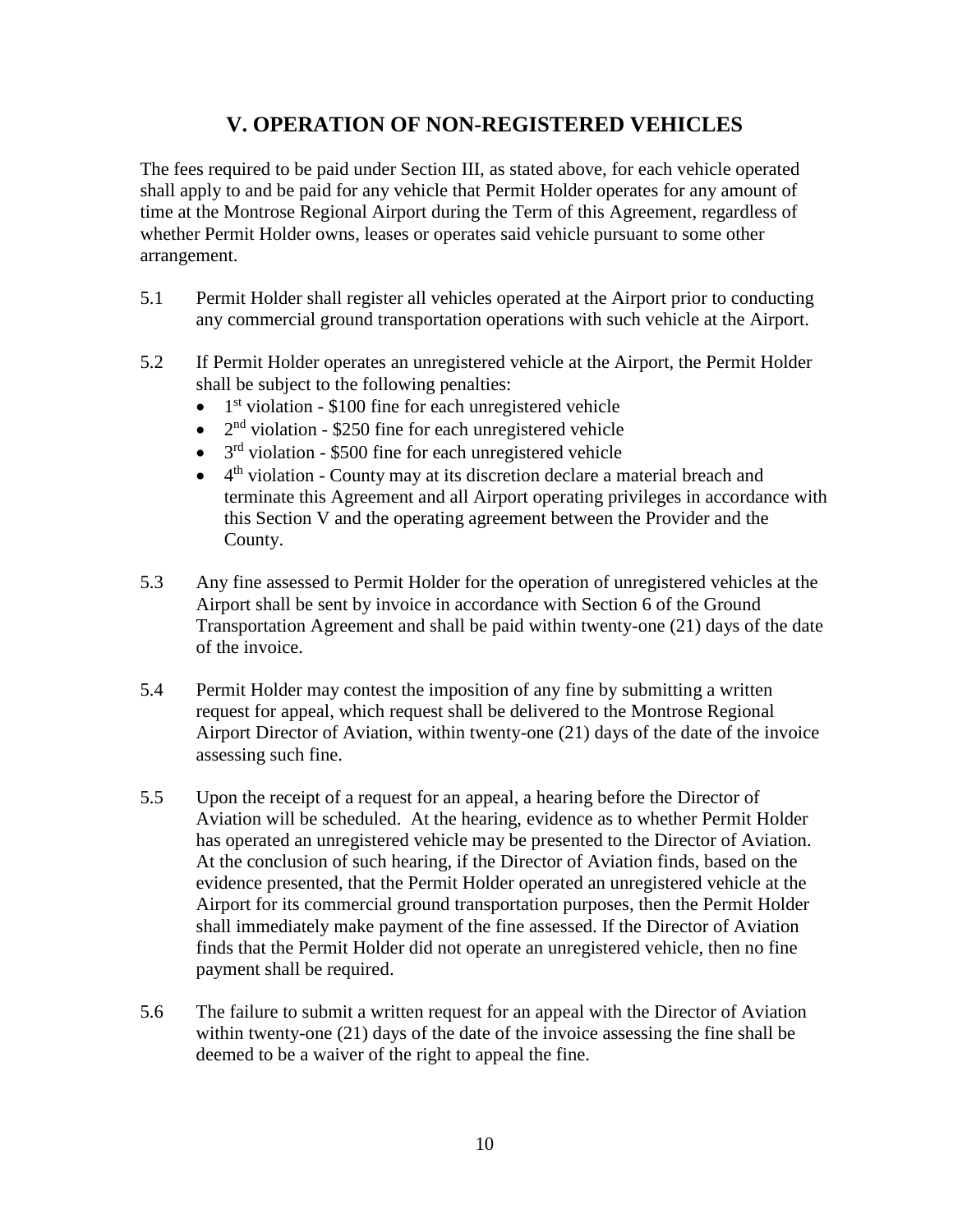## V. OPERATION OF NON-REGISTERED VEHICLES

The fees required to be paid under Section III, as stated above, for each vehicle operated shall apply to and be paid for any vehicle that Permit Holder operates for any amount of time at the Montrose Regional Airport during the Term of this Agreement, regardless of whether Permit Holder owns, leases or operates said vehicle pursuant to some other arrangement.

5.1 Permit Holder shall register all vehicles operated at the Airport prior to conducting any commercial ground transportation operations with such vehicle at the Airport.

5.2 If Permit Holder operates an unregistered vehicle at the Airport, the Permit Holder shall be subject to the following penalties:

- 1st violation - $100 fine for each unregistered vehicle
- 2nd violation - $250 fine for each unregistered vehicle
- 3rd violation - $500 fine for each unregistered vehicle
- 4th violation - County may at its discretion declare a material breach and terminate this Agreement and all Airport operating privileges in accordance with this Section V and the operating agreement between the Provider and the County.

5.3 Any fine assessed to Permit Holder for the operation of unregistered vehicles at the Airport shall be sent by invoice in accordance with Section 6 of the Ground Transportation Agreement and shall be paid within twenty-one (21) days of the date of the invoice.

5.4 Permit Holder may contest the imposition of any fine by submitting a written request for appeal, which request shall be delivered to the Montrose Regional Airport Director of Aviation, within twenty-one (21) days of the date of the invoice assessing such fine.

5.5 Upon the receipt of a request for an appeal, a hearing before the Director of Aviation will be scheduled. At the hearing, evidence as to whether Permit Holder has operated an unregistered vehicle may be presented to the Director of Aviation. At the conclusion of such hearing, if the Director of Aviation finds, based on the evidence presented, that the Permit Holder operated an unregistered vehicle at the Airport for its commercial ground transportation purposes, then the Permit Holder shall immediately make payment of the fine assessed. If the Director of Aviation finds that the Permit Holder did not operate an unregistered vehicle, then no fine payment shall be required.

5.6 The failure to submit a written request for an appeal with the Director of Aviation within twenty-one (21) days of the date of the invoice assessing the fine shall be deemed to be a waiver of the right to appeal the fine.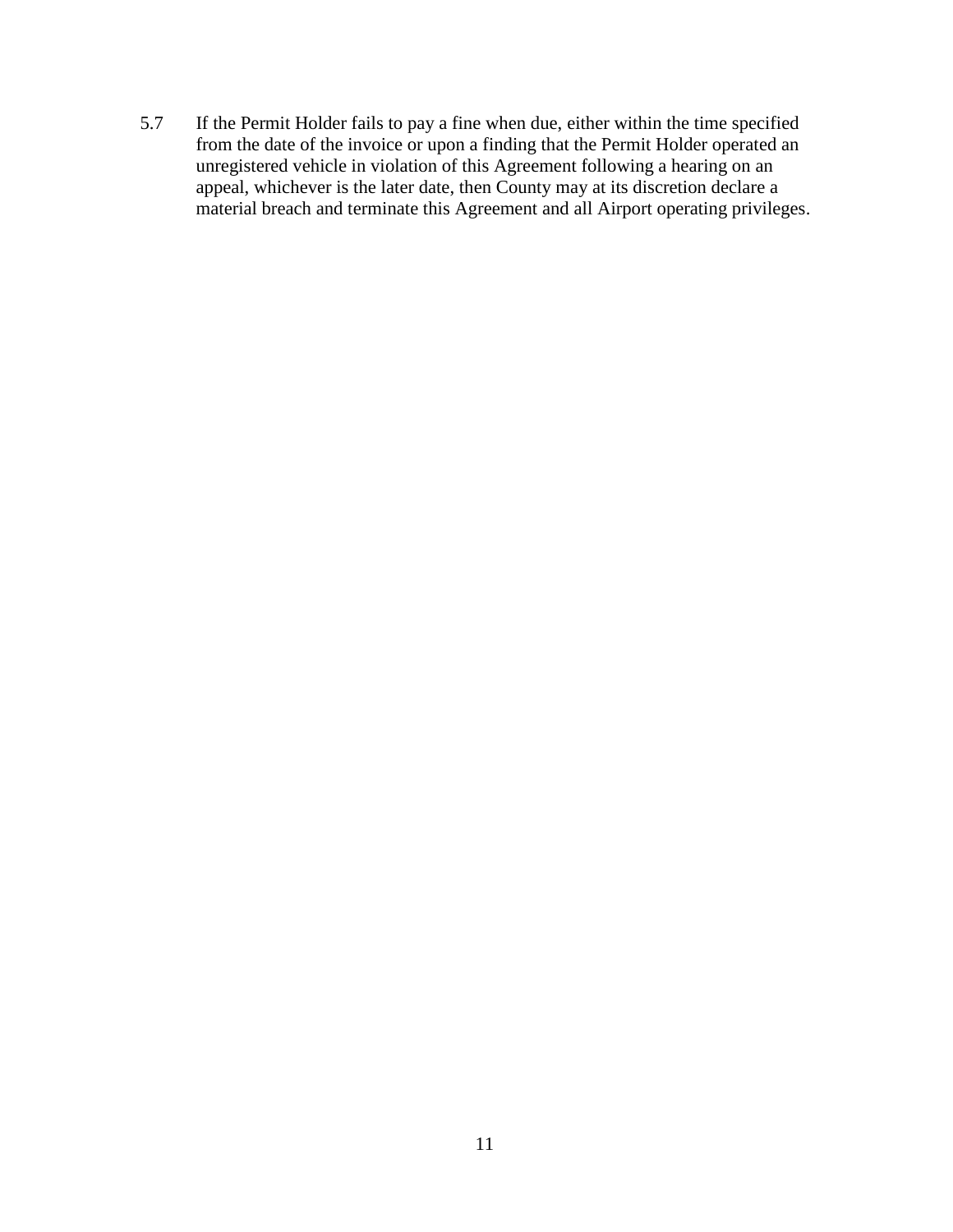5.7 If the Permit Holder fails to pay a fine when due, either within the time specified from the date of the invoice or upon a finding that the Permit Holder operated an unregistered vehicle in violation of this Agreement following a hearing on an appeal, whichever is the later date, then County may at its discretion declare a material breach and terminate this Agreement and all Airport operating privileges.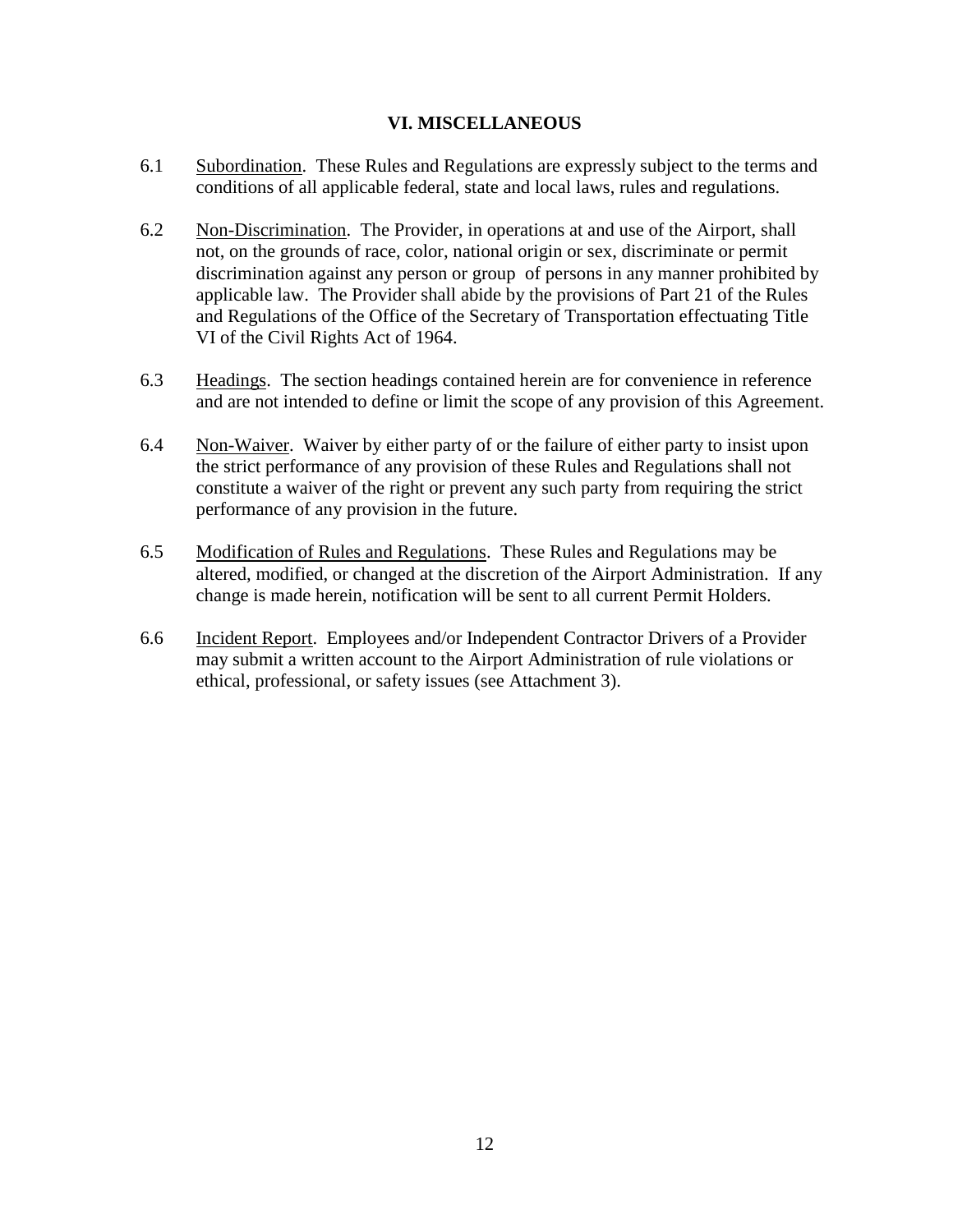## VI. MISCELLANEOUS

6.1 Subordination. These Rules and Regulations are expressly subject to the terms and conditions of all applicable federal, state and local laws, rules and regulations.

6.2 Non-Discrimination. The Provider, in operations at and use of the Airport, shall not, on the grounds of race, color, national origin or sex, discriminate or permit discrimination against any person or group of persons in any manner prohibited by applicable law. The Provider shall abide by the provisions of Part 21 of the Rules and Regulations of the Office of the Secretary of Transportation effectuating Title VI of the Civil Rights Act of 1964.

6.3 Headings. The section headings contained herein are for convenience in reference and are not intended to define or limit the scope of any provision of this Agreement.

6.4 Non-Waiver. Waiver by either party of or the failure of either party to insist upon the strict performance of any provision of these Rules and Regulations shall not constitute a waiver of the right or prevent any such party from requiring the strict performance of any provision in the future.

6.5 Modification of Rules and Regulations. These Rules and Regulations may be altered, modified, or changed at the discretion of the Airport Administration. If any change is made herein, notification will be sent to all current Permit Holders.

6.6 Incident Report. Employees and/or Independent Contractor Drivers of a Provider may submit a written account to the Airport Administration of rule violations or ethical, professional, or safety issues (see Attachment 3).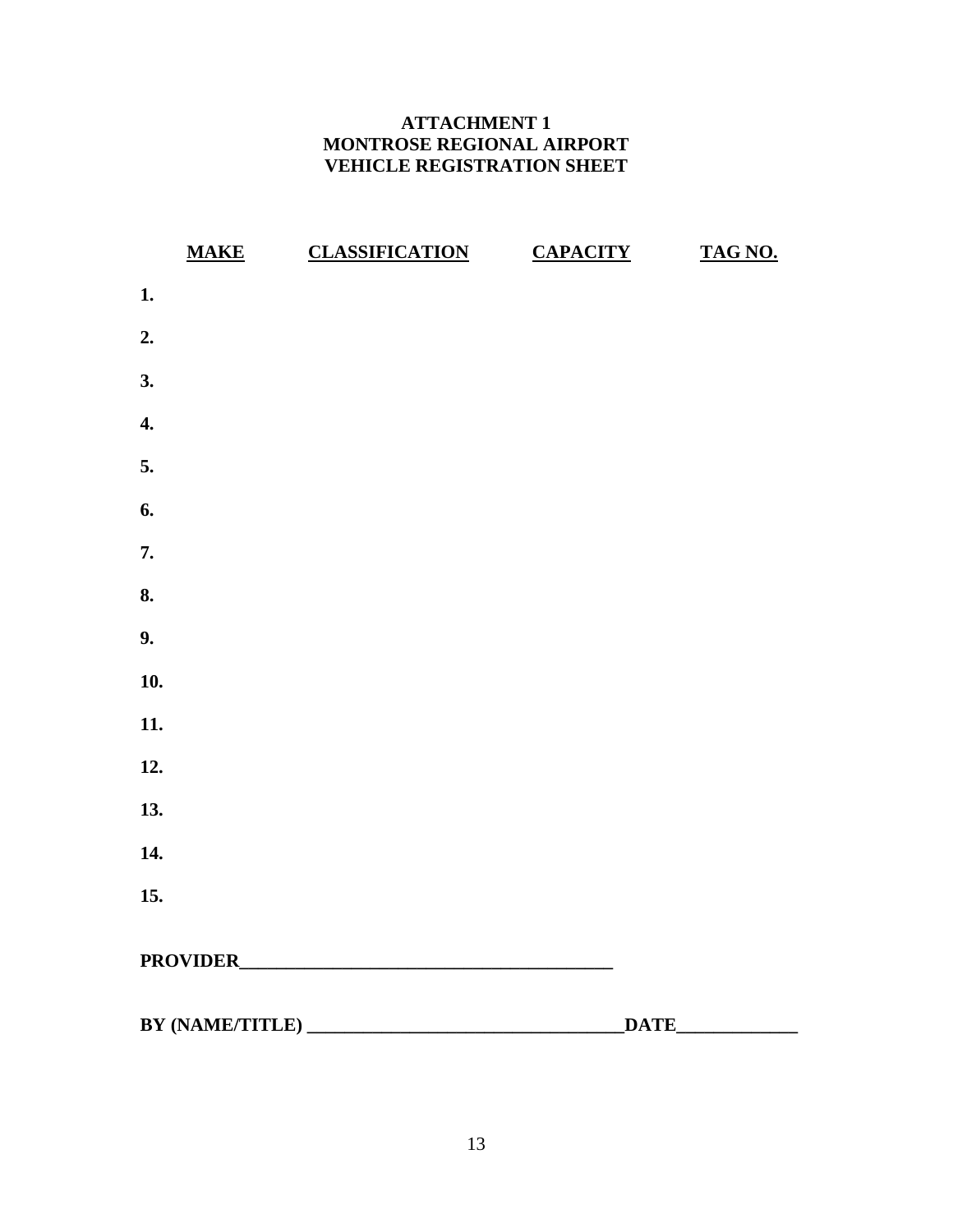**ATTACHMENT 1**
**MONTROSE REGIONAL AIRPORT**
**VEHICLE REGISTRATION SHEET**

| | MAKE | CLASSIFICATION | CAPACITY | TAG NO. |
|---|---|---|---|---|
| **1.** | | | | |
| **2.** | | | | |
| **3.** | | | | |
| **4.** | | | | |
| **5.** | | | | |
| **6.** | | | | |
| **7.** | | | | |
| **8.** | | | | |
| **9.** | | | | |
| **10.** | | | | |
| **11.** | | | | |
| **12.** | | | | |
| **13.** | | | | |
| **14.** | | | | |
| **15.** | | | | |

**PROVIDER**_________________________________________

**BY (NAME/TITLE)** ___________________________________**DATE**_____________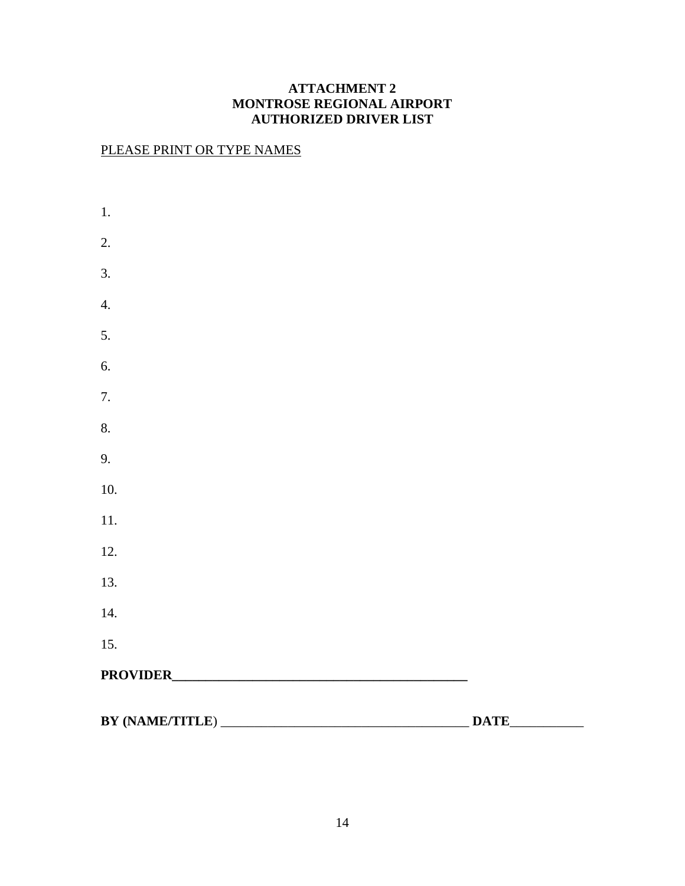**ATTACHMENT 2**
**MONTROSE REGIONAL AIRPORT**
**AUTHORIZED DRIVER LIST**

<u>PLEASE PRINT OR TYPE NAMES</u>

1.

2.

3.

4.

5.

6.

7.

8.

9.

10.

11.

12.

13.

14.

15.

**PROVIDER**_______________________________________________

**BY (NAME/TITLE**) _____________________________________ **DATE**___________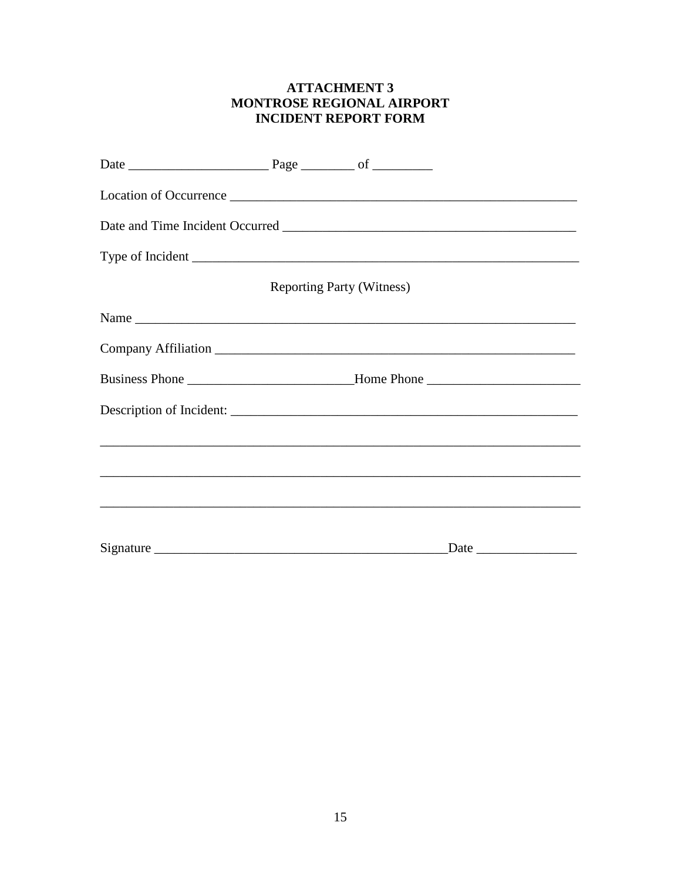**ATTACHMENT 3**
**MONTROSE REGIONAL AIRPORT**
**INCIDENT REPORT FORM**

Date _____________________ Page ________ of _________

Location of Occurrence _____________________________________________________

Date and Time Incident Occurred ____________________________________________

Type of Incident __________________________________________________________

Reporting Party (Witness)

Name ____________________________________________________________________

Company Affiliation ________________________________________________________

Business Phone _________________________Home Phone _______________________

Description of Incident: _____________________________________________________

___________________________________________________________________________

___________________________________________________________________________

___________________________________________________________________________

Signature ____________________________________________Date _______________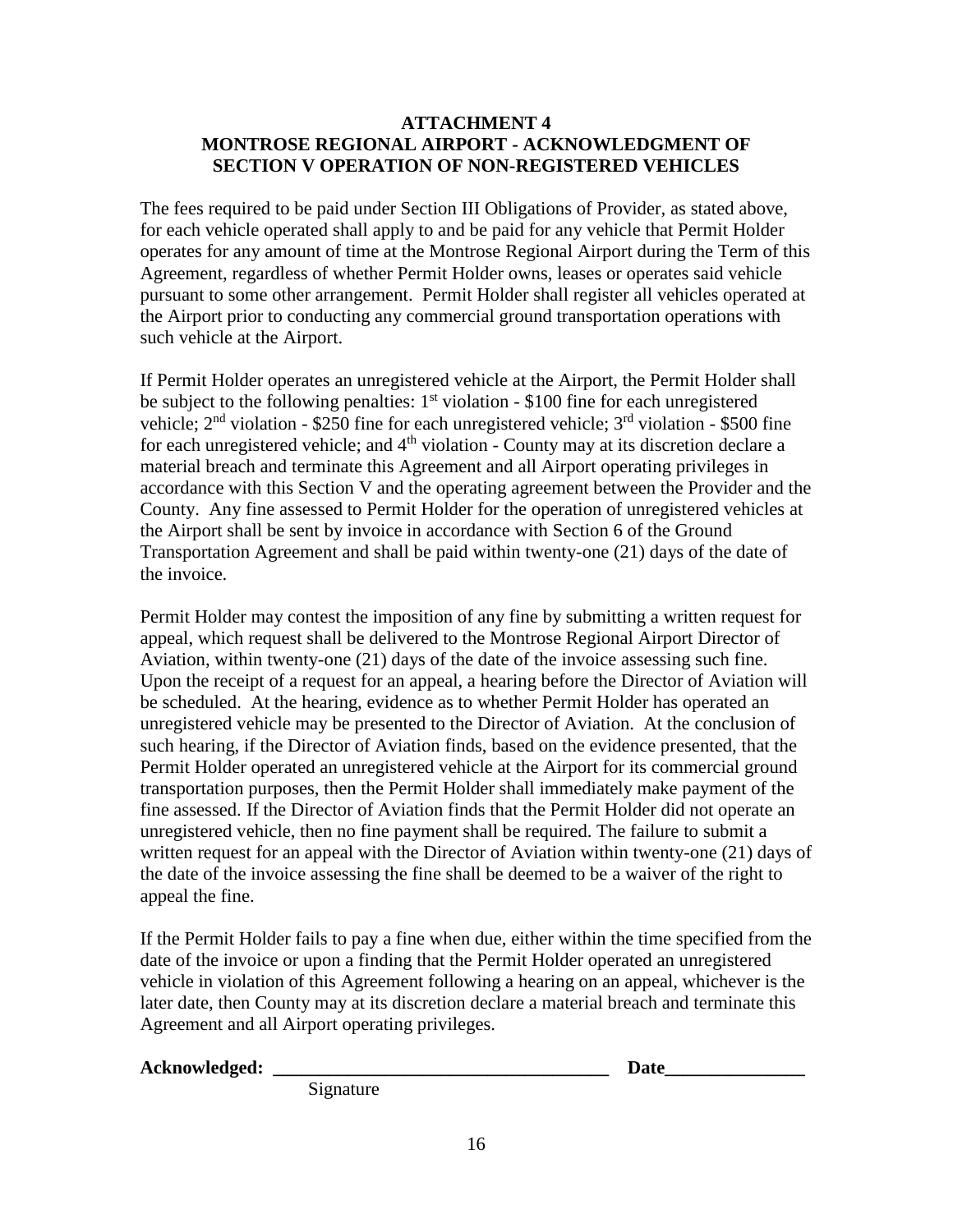## ATTACHMENT 4
## MONTROSE REGIONAL AIRPORT - ACKNOWLEDGMENT OF SECTION V OPERATION OF NON-REGISTERED VEHICLES

The fees required to be paid under Section III Obligations of Provider, as stated above, for each vehicle operated shall apply to and be paid for any vehicle that Permit Holder operates for any amount of time at the Montrose Regional Airport during the Term of this Agreement, regardless of whether Permit Holder owns, leases or operates said vehicle pursuant to some other arrangement. Permit Holder shall register all vehicles operated at the Airport prior to conducting any commercial ground transportation operations with such vehicle at the Airport.

If Permit Holder operates an unregistered vehicle at the Airport, the Permit Holder shall be subject to the following penalties: 1st violation - $100 fine for each unregistered vehicle; 2nd violation - $250 fine for each unregistered vehicle; 3rd violation - $500 fine for each unregistered vehicle; and 4th violation - County may at its discretion declare a material breach and terminate this Agreement and all Airport operating privileges in accordance with this Section V and the operating agreement between the Provider and the County. Any fine assessed to Permit Holder for the operation of unregistered vehicles at the Airport shall be sent by invoice in accordance with Section 6 of the Ground Transportation Agreement and shall be paid within twenty-one (21) days of the date of the invoice.

Permit Holder may contest the imposition of any fine by submitting a written request for appeal, which request shall be delivered to the Montrose Regional Airport Director of Aviation, within twenty-one (21) days of the date of the invoice assessing such fine. Upon the receipt of a request for an appeal, a hearing before the Director of Aviation will be scheduled. At the hearing, evidence as to whether Permit Holder has operated an unregistered vehicle may be presented to the Director of Aviation. At the conclusion of such hearing, if the Director of Aviation finds, based on the evidence presented, that the Permit Holder operated an unregistered vehicle at the Airport for its commercial ground transportation purposes, then the Permit Holder shall immediately make payment of the fine assessed. If the Director of Aviation finds that the Permit Holder did not operate an unregistered vehicle, then no fine payment shall be required. The failure to submit a written request for an appeal with the Director of Aviation within twenty-one (21) days of the date of the invoice assessing the fine shall be deemed to be a waiver of the right to appeal the fine.

If the Permit Holder fails to pay a fine when due, either within the time specified from the date of the invoice or upon a finding that the Permit Holder operated an unregistered vehicle in violation of this Agreement following a hearing on an appeal, whichever is the later date, then County may at its discretion declare a material breach and terminate this Agreement and all Airport operating privileges.

**Acknowledged:** ____________________________________ **Date**_______________

Signature